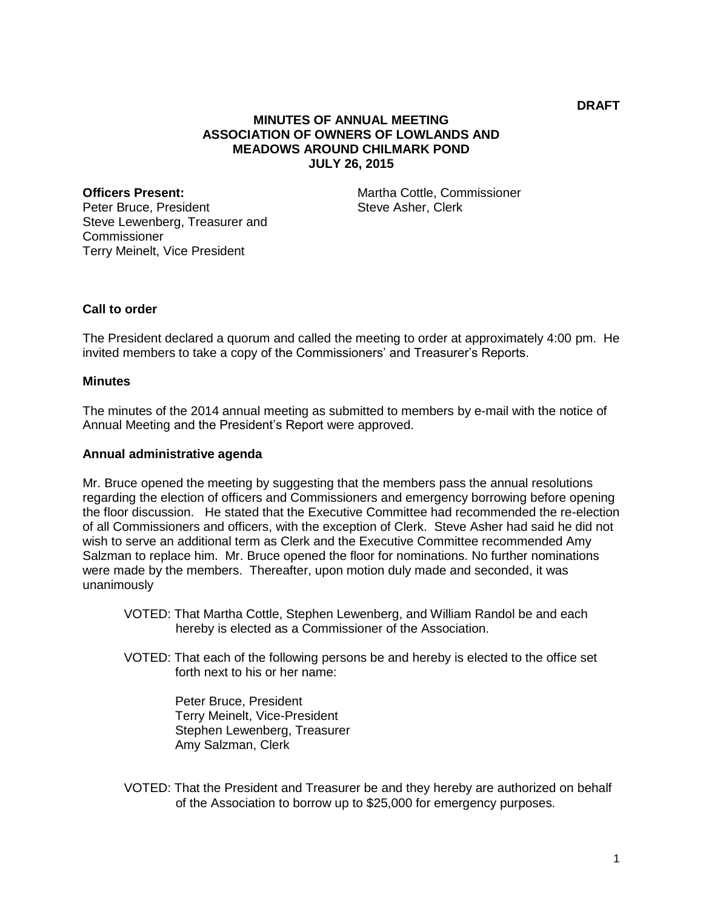**DRAFT**

# MINUTES OF ANNUAL MEETING
# ASSOCIATION OF OWNERS OF LOWLANDS AND MEADOWS AROUND CHILMARK POND
# JULY 26, 2015

**Officers Present:**
Peter Bruce, President
Steve Lewenberg, Treasurer and Commissioner
Terry Meinelt, Vice President
Martha Cottle, Commissioner
Steve Asher, Clerk

**Call to order**

The President declared a quorum and called the meeting to order at approximately 4:00 pm. He invited members to take a copy of the Commissioners' and Treasurer's Reports.

**Minutes**

The minutes of the 2014 annual meeting as submitted to members by e-mail with the notice of Annual Meeting and the President's Report were approved.

**Annual administrative agenda**

Mr. Bruce opened the meeting by suggesting that the members pass the annual resolutions regarding the election of officers and Commissioners and emergency borrowing before opening the floor discussion. He stated that the Executive Committee had recommended the re-election of all Commissioners and officers, with the exception of Clerk. Steve Asher had said he did not wish to serve an additional term as Clerk and the Executive Committee recommended Amy Salzman to replace him. Mr. Bruce opened the floor for nominations. No further nominations were made by the members. Thereafter, upon motion duly made and seconded, it was unanimously

> VOTED: That Martha Cottle, Stephen Lewenberg, and William Randol be and each hereby is elected as a Commissioner of the Association.

> VOTED: That each of the following persons be and hereby is elected to the office set forth next to his or her name:
>
> Peter Bruce, President
> Terry Meinelt, Vice-President
> Stephen Lewenberg, Treasurer
> Amy Salzman, Clerk

> VOTED: That the President and Treasurer be and they hereby are authorized on behalf of the Association to borrow up to $25,000 for emergency purposes.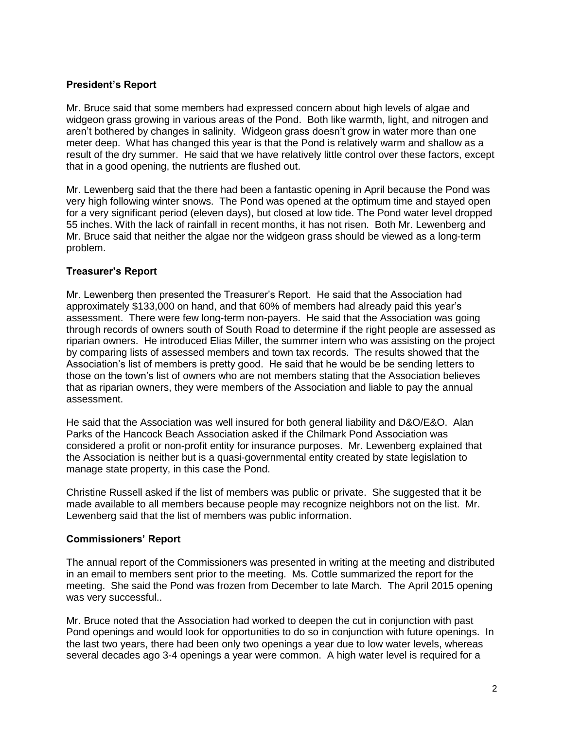**President's Report**

Mr. Bruce said that some members had expressed concern about high levels of algae and widgeon grass growing in various areas of the Pond. Both like warmth, light, and nitrogen and aren't bothered by changes in salinity. Widgeon grass doesn't grow in water more than one meter deep. What has changed this year is that the Pond is relatively warm and shallow as a result of the dry summer. He said that we have relatively little control over these factors, except that in a good opening, the nutrients are flushed out.

Mr. Lewenberg said that the there had been a fantastic opening in April because the Pond was very high following winter snows. The Pond was opened at the optimum time and stayed open for a very significant period (eleven days), but closed at low tide. The Pond water level dropped 55 inches. With the lack of rainfall in recent months, it has not risen. Both Mr. Lewenberg and Mr. Bruce said that neither the algae nor the widgeon grass should be viewed as a long-term problem.

**Treasurer's Report**

Mr. Lewenberg then presented the Treasurer's Report. He said that the Association had approximately $133,000 on hand, and that 60% of members had already paid this year's assessment. There were few long-term non-payers. He said that the Association was going through records of owners south of South Road to determine if the right people are assessed as riparian owners. He introduced Elias Miller, the summer intern who was assisting on the project by comparing lists of assessed members and town tax records. The results showed that the Association's list of members is pretty good. He said that he would be be sending letters to those on the town's list of owners who are not members stating that the Association believes that as riparian owners, they were members of the Association and liable to pay the annual assessment.

He said that the Association was well insured for both general liability and D&O/E&O. Alan Parks of the Hancock Beach Association asked if the Chilmark Pond Association was considered a profit or non-profit entity for insurance purposes. Mr. Lewenberg explained that the Association is neither but is a quasi-governmental entity created by state legislation to manage state property, in this case the Pond.

Christine Russell asked if the list of members was public or private. She suggested that it be made available to all members because people may recognize neighbors not on the list. Mr. Lewenberg said that the list of members was public information.

**Commissioners' Report**

The annual report of the Commissioners was presented in writing at the meeting and distributed in an email to members sent prior to the meeting. Ms. Cottle summarized the report for the meeting. She said the Pond was frozen from December to late March. The April 2015 opening was very successful..

Mr. Bruce noted that the Association had worked to deepen the cut in conjunction with past Pond openings and would look for opportunities to do so in conjunction with future openings. In the last two years, there had been only two openings a year due to low water levels, whereas several decades ago 3-4 openings a year were common. A high water level is required for a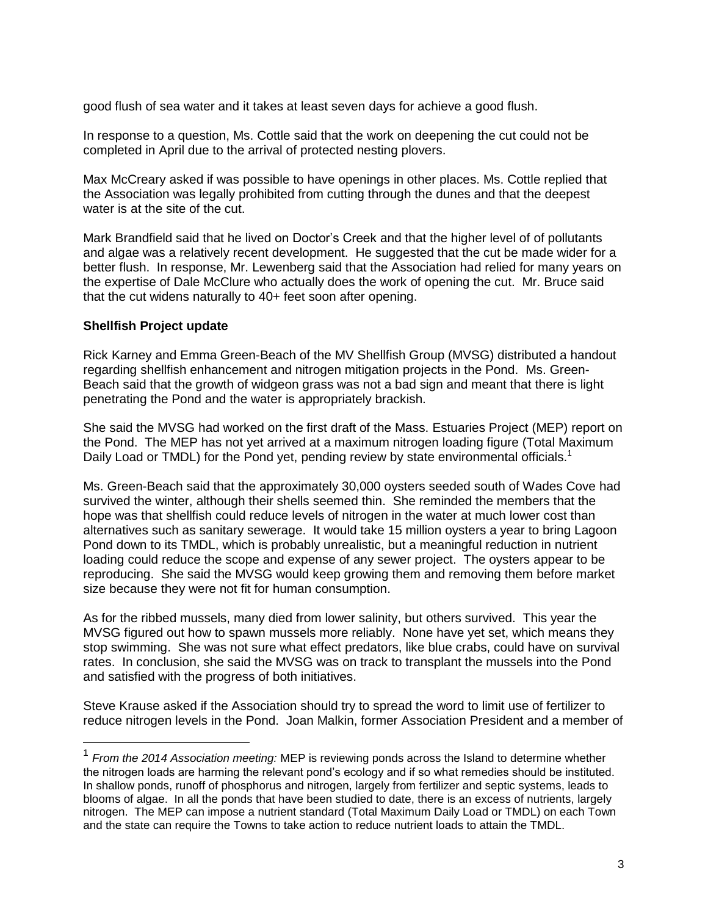good flush of sea water and it takes at least seven days for achieve a good flush.

In response to a question, Ms. Cottle said that the work on deepening the cut could not be completed in April due to the arrival of protected nesting plovers.

Max McCreary asked if was possible to have openings in other places. Ms. Cottle replied that the Association was legally prohibited from cutting through the dunes and that the deepest water is at the site of the cut.

Mark Brandfield said that he lived on Doctor's Creek and that the higher level of of pollutants and algae was a relatively recent development. He suggested that the cut be made wider for a better flush. In response, Mr. Lewenberg said that the Association had relied for many years on the expertise of Dale McClure who actually does the work of opening the cut. Mr. Bruce said that the cut widens naturally to 40+ feet soon after opening.

**Shellfish Project update**

Rick Karney and Emma Green-Beach of the MV Shellfish Group (MVSG) distributed a handout regarding shellfish enhancement and nitrogen mitigation projects in the Pond. Ms. Green-Beach said that the growth of widgeon grass was not a bad sign and meant that there is light penetrating the Pond and the water is appropriately brackish.

She said the MVSG had worked on the first draft of the Mass. Estuaries Project (MEP) report on the Pond. The MEP has not yet arrived at a maximum nitrogen loading figure (Total Maximum Daily Load or TMDL) for the Pond yet, pending review by state environmental officials.[1]

Ms. Green-Beach said that the approximately 30,000 oysters seeded south of Wades Cove had survived the winter, although their shells seemed thin. She reminded the members that the hope was that shellfish could reduce levels of nitrogen in the water at much lower cost than alternatives such as sanitary sewerage. It would take 15 million oysters a year to bring Lagoon Pond down to its TMDL, which is probably unrealistic, but a meaningful reduction in nutrient loading could reduce the scope and expense of any sewer project. The oysters appear to be reproducing. She said the MVSG would keep growing them and removing them before market size because they were not fit for human consumption.

As for the ribbed mussels, many died from lower salinity, but others survived. This year the MVSG figured out how to spawn mussels more reliably. None have yet set, which means they stop swimming. She was not sure what effect predators, like blue crabs, could have on survival rates. In conclusion, she said the MVSG was on track to transplant the mussels into the Pond and satisfied with the progress of both initiatives.

Steve Krause asked if the Association should try to spread the word to limit use of fertilizer to reduce nitrogen levels in the Pond. Joan Malkin, former Association President and a member of

---

[1] *From the 2014 Association meeting:* MEP is reviewing ponds across the Island to determine whether the nitrogen loads are harming the relevant pond's ecology and if so what remedies should be instituted. In shallow ponds, runoff of phosphorus and nitrogen, largely from fertilizer and septic systems, leads to blooms of algae. In all the ponds that have been studied to date, there is an excess of nutrients, largely nitrogen. The MEP can impose a nutrient standard (Total Maximum Daily Load or TMDL) on each Town and the state can require the Towns to take action to reduce nutrient loads to attain the TMDL.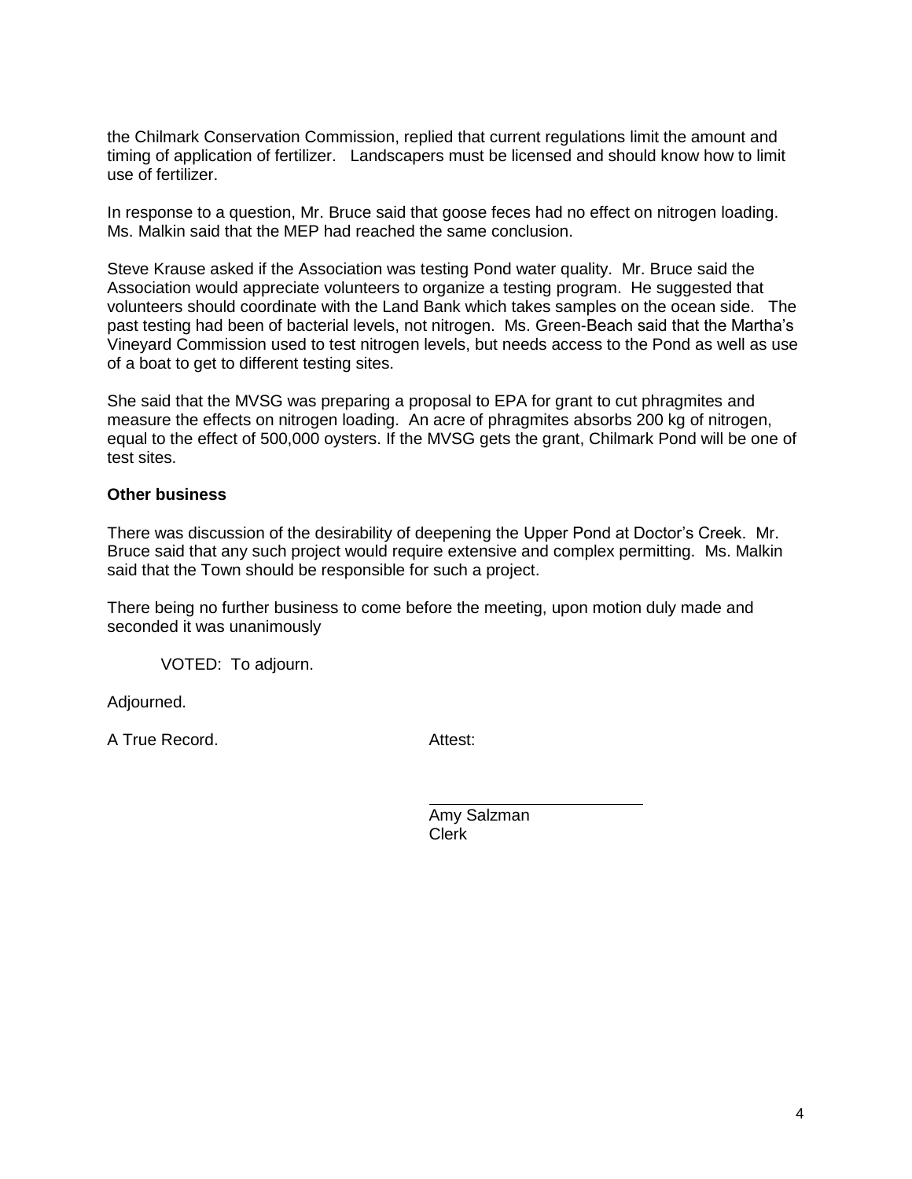the Chilmark Conservation Commission, replied that current regulations limit the amount and timing of application of fertilizer. Landscapers must be licensed and should know how to limit use of fertilizer.

In response to a question, Mr. Bruce said that goose feces had no effect on nitrogen loading. Ms. Malkin said that the MEP had reached the same conclusion.

Steve Krause asked if the Association was testing Pond water quality. Mr. Bruce said the Association would appreciate volunteers to organize a testing program. He suggested that volunteers should coordinate with the Land Bank which takes samples on the ocean side. The past testing had been of bacterial levels, not nitrogen. Ms. Green-Beach said that the Martha's Vineyard Commission used to test nitrogen levels, but needs access to the Pond as well as use of a boat to get to different testing sites.

She said that the MVSG was preparing a proposal to EPA for grant to cut phragmites and measure the effects on nitrogen loading. An acre of phragmites absorbs 200 kg of nitrogen, equal to the effect of 500,000 oysters. If the MVSG gets the grant, Chilmark Pond will be one of test sites.

**Other business**

There was discussion of the desirability of deepening the Upper Pond at Doctor's Creek. Mr. Bruce said that any such project would require extensive and complex permitting. Ms. Malkin said that the Town should be responsible for such a project.

There being no further business to come before the meeting, upon motion duly made and seconded it was unanimously

VOTED: To adjourn.

Adjourned.

A True Record. Attest:

Amy Salzman
Clerk